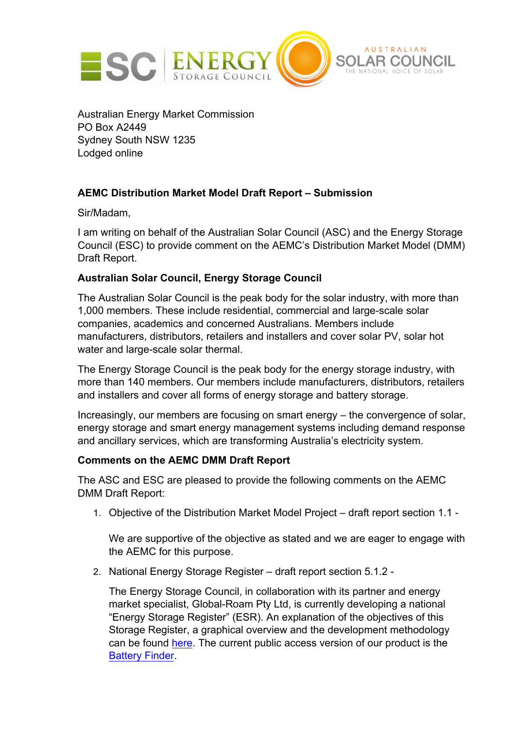Australian Energy Market Commission
PO Box A2449
Sydney South NSW 1235
Lodged online

**AEMC Distribution Market Model Draft Report – Submission**

Sir/Madam,

I am writing on behalf of the Australian Solar Council (ASC) and the Energy Storage Council (ESC) to provide comment on the AEMC's Distribution Market Model (DMM) Draft Report.

**Australian Solar Council, Energy Storage Council**

The Australian Solar Council is the peak body for the solar industry, with more than 1,000 members. These include residential, commercial and large-scale solar companies, academics and concerned Australians. Members include manufacturers, distributors, retailers and installers and cover solar PV, solar hot water and large-scale solar thermal.

The Energy Storage Council is the peak body for the energy storage industry, with more than 140 members. Our members include manufacturers, distributors, retailers and installers and cover all forms of energy storage and battery storage.

Increasingly, our members are focusing on smart energy – the convergence of solar, energy storage and smart energy management systems including demand response and ancillary services, which are transforming Australia's electricity system.

**Comments on the AEMC DMM Draft Report**

The ASC and ESC are pleased to provide the following comments on the AEMC DMM Draft Report:

1. Objective of the Distribution Market Model Project – draft report section 1.1 -

   We are supportive of the objective as stated and we are eager to engage with the AEMC for this purpose.

2. National Energy Storage Register – draft report section 5.1.2 -

   The Energy Storage Council, in collaboration with its partner and energy market specialist, Global-Roam Pty Ltd, is currently developing a national "Energy Storage Register" (ESR). An explanation of the objectives of this Storage Register, a graphical overview and the development methodology can be found here. The current public access version of our product is the Battery Finder.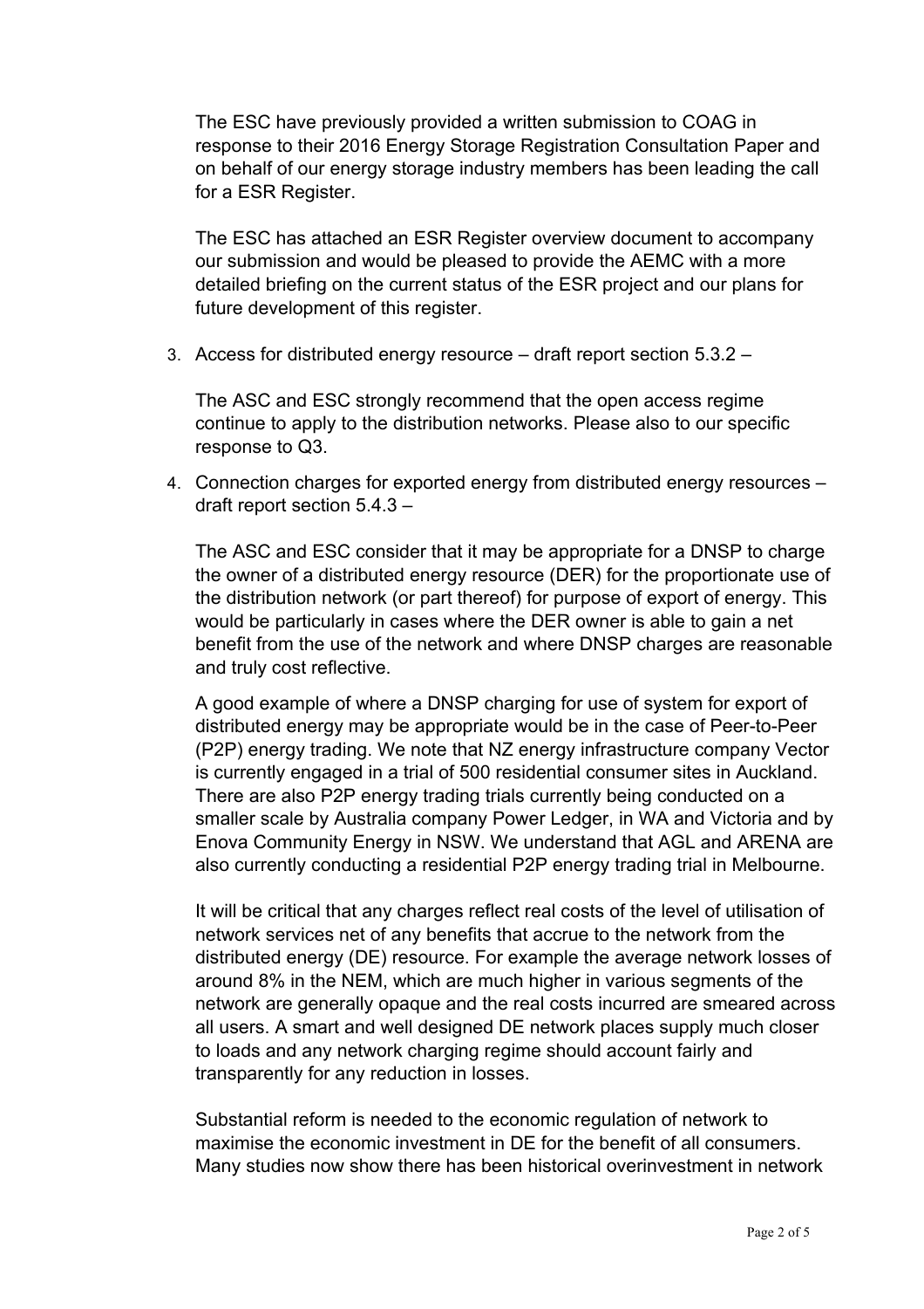The ESC have previously provided a written submission to COAG in response to their 2016 Energy Storage Registration Consultation Paper and on behalf of our energy storage industry members has been leading the call for a ESR Register.

The ESC has attached an ESR Register overview document to accompany our submission and would be pleased to provide the AEMC with a more detailed briefing on the current status of the ESR project and our plans for future development of this register.

3. Access for distributed energy resource – draft report section 5.3.2 –

   The ASC and ESC strongly recommend that the open access regime continue to apply to the distribution networks. Please also to our specific response to Q3.

4. Connection charges for exported energy from distributed energy resources – draft report section 5.4.3 –

   The ASC and ESC consider that it may be appropriate for a DNSP to charge the owner of a distributed energy resource (DER) for the proportionate use of the distribution network (or part thereof) for purpose of export of energy. This would be particularly in cases where the DER owner is able to gain a net benefit from the use of the network and where DNSP charges are reasonable and truly cost reflective.

   A good example of where a DNSP charging for use of system for export of distributed energy may be appropriate would be in the case of Peer-to-Peer (P2P) energy trading. We note that NZ energy infrastructure company Vector is currently engaged in a trial of 500 residential consumer sites in Auckland. There are also P2P energy trading trials currently being conducted on a smaller scale by Australia company Power Ledger, in WA and Victoria and by Enova Community Energy in NSW. We understand that AGL and ARENA are also currently conducting a residential P2P energy trading trial in Melbourne.

   It will be critical that any charges reflect real costs of the level of utilisation of network services net of any benefits that accrue to the network from the distributed energy (DE) resource. For example the average network losses of around 8% in the NEM, which are much higher in various segments of the network are generally opaque and the real costs incurred are smeared across all users. A smart and well designed DE network places supply much closer to loads and any network charging regime should account fairly and transparently for any reduction in losses.

   Substantial reform is needed to the economic regulation of network to maximise the economic investment in DE for the benefit of all consumers. Many studies now show there has been historical overinvestment in network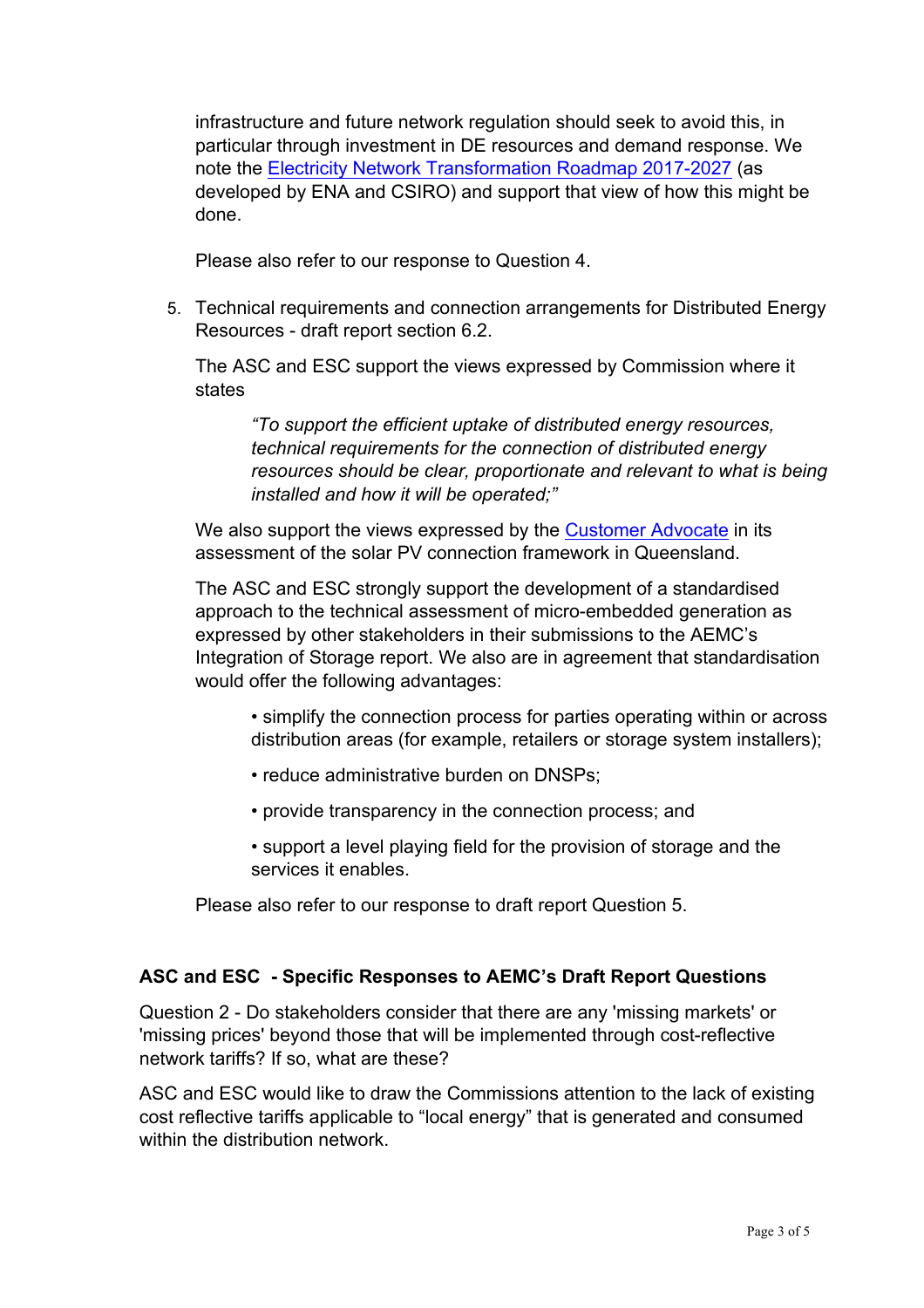infrastructure and future network regulation should seek to avoid this, in particular through investment in DE resources and demand response. We note the Electricity Network Transformation Roadmap 2017-2027 (as developed by ENA and CSIRO) and support that view of how this might be done.

Please also refer to our response to Question 4.

5. Technical requirements and connection arrangements for Distributed Energy Resources - draft report section 6.2.

   The ASC and ESC support the views expressed by Commission where it states

   > *"To support the efficient uptake of distributed energy resources, technical requirements for the connection of distributed energy resources should be clear, proportionate and relevant to what is being installed and how it will be operated;"*

   We also support the views expressed by the Customer Advocate in its assessment of the solar PV connection framework in Queensland.

   The ASC and ESC strongly support the development of a standardised approach to the technical assessment of micro-embedded generation as expressed by other stakeholders in their submissions to the AEMC's Integration of Storage report. We also are in agreement that standardisation would offer the following advantages:

   - simplify the connection process for parties operating within or across distribution areas (for example, retailers or storage system installers);
   - reduce administrative burden on DNSPs;
   - provide transparency in the connection process; and
   - support a level playing field for the provision of storage and the services it enables.

   Please also refer to our response to draft report Question 5.

## ASC and ESC - Specific Responses to AEMC's Draft Report Questions

Question 2 - Do stakeholders consider that there are any 'missing markets' or 'missing prices' beyond those that will be implemented through cost-reflective network tariffs? If so, what are these?

ASC and ESC would like to draw the Commissions attention to the lack of existing cost reflective tariffs applicable to "local energy" that is generated and consumed within the distribution network.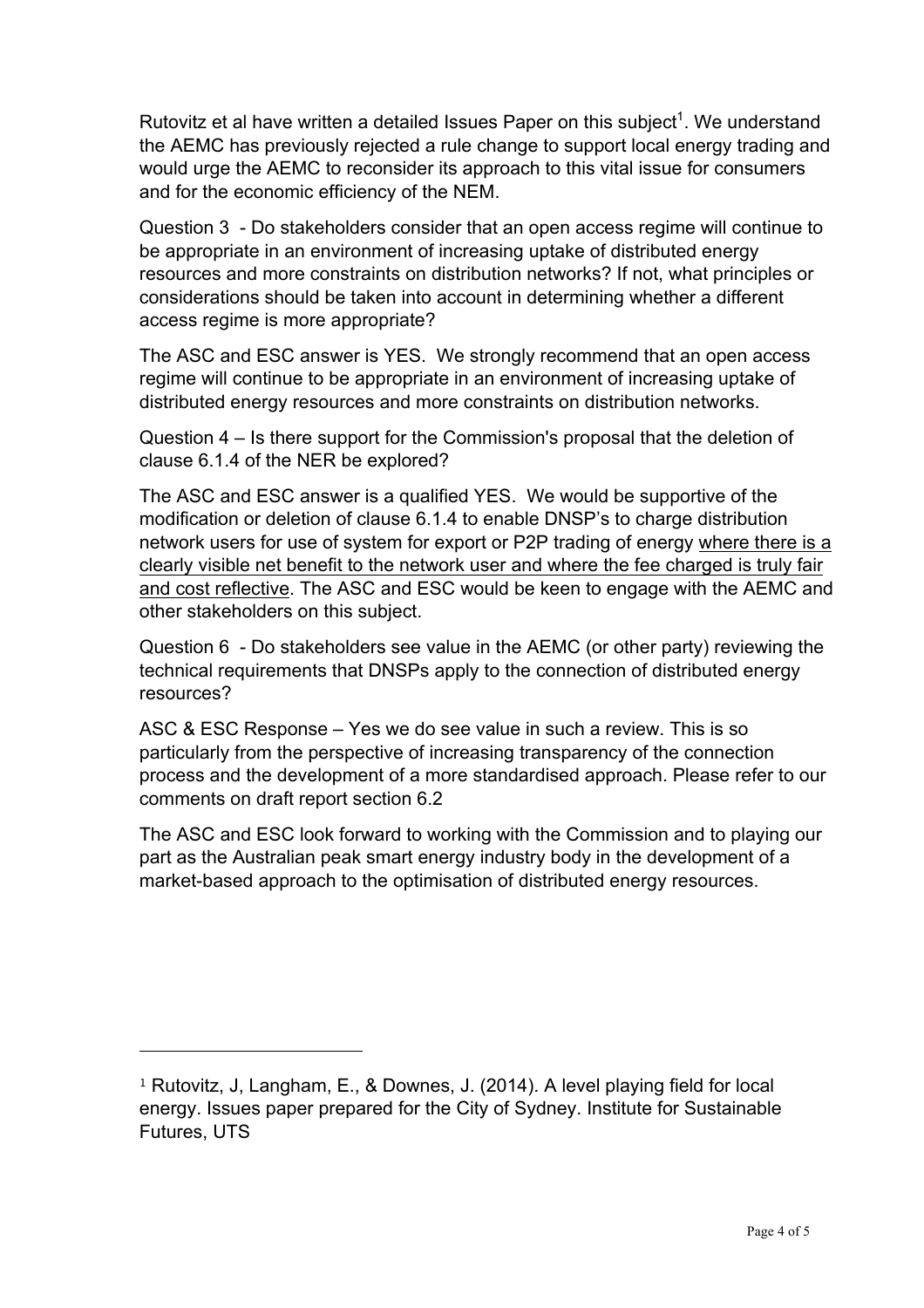Rutovitz et al have written a detailed Issues Paper on this subject[1]. We understand the AEMC has previously rejected a rule change to support local energy trading and would urge the AEMC to reconsider its approach to this vital issue for consumers and for the economic efficiency of the NEM.

Question 3 - Do stakeholders consider that an open access regime will continue to be appropriate in an environment of increasing uptake of distributed energy resources and more constraints on distribution networks? If not, what principles or considerations should be taken into account in determining whether a different access regime is more appropriate?

The ASC and ESC answer is YES. We strongly recommend that an open access regime will continue to be appropriate in an environment of increasing uptake of distributed energy resources and more constraints on distribution networks.

Question 4 – Is there support for the Commission's proposal that the deletion of clause 6.1.4 of the NER be explored?

The ASC and ESC answer is a qualified YES. We would be supportive of the modification or deletion of clause 6.1.4 to enable DNSP's to charge distribution network users for use of system for export or P2P trading of energy <u>where there is a clearly visible net benefit to the network user and where the fee charged is truly fair and cost reflective</u>. The ASC and ESC would be keen to engage with the AEMC and other stakeholders on this subject.

Question 6 - Do stakeholders see value in the AEMC (or other party) reviewing the technical requirements that DNSPs apply to the connection of distributed energy resources?

ASC & ESC Response – Yes we do see value in such a review. This is so particularly from the perspective of increasing transparency of the connection process and the development of a more standardised approach. Please refer to our comments on draft report section 6.2

The ASC and ESC look forward to working with the Commission and to playing our part as the Australian peak smart energy industry body in the development of a market-based approach to the optimisation of distributed energy resources.

---

[1] Rutovitz, J, Langham, E., & Downes, J. (2014). A level playing field for local energy. Issues paper prepared for the City of Sydney. Institute for Sustainable Futures, UTS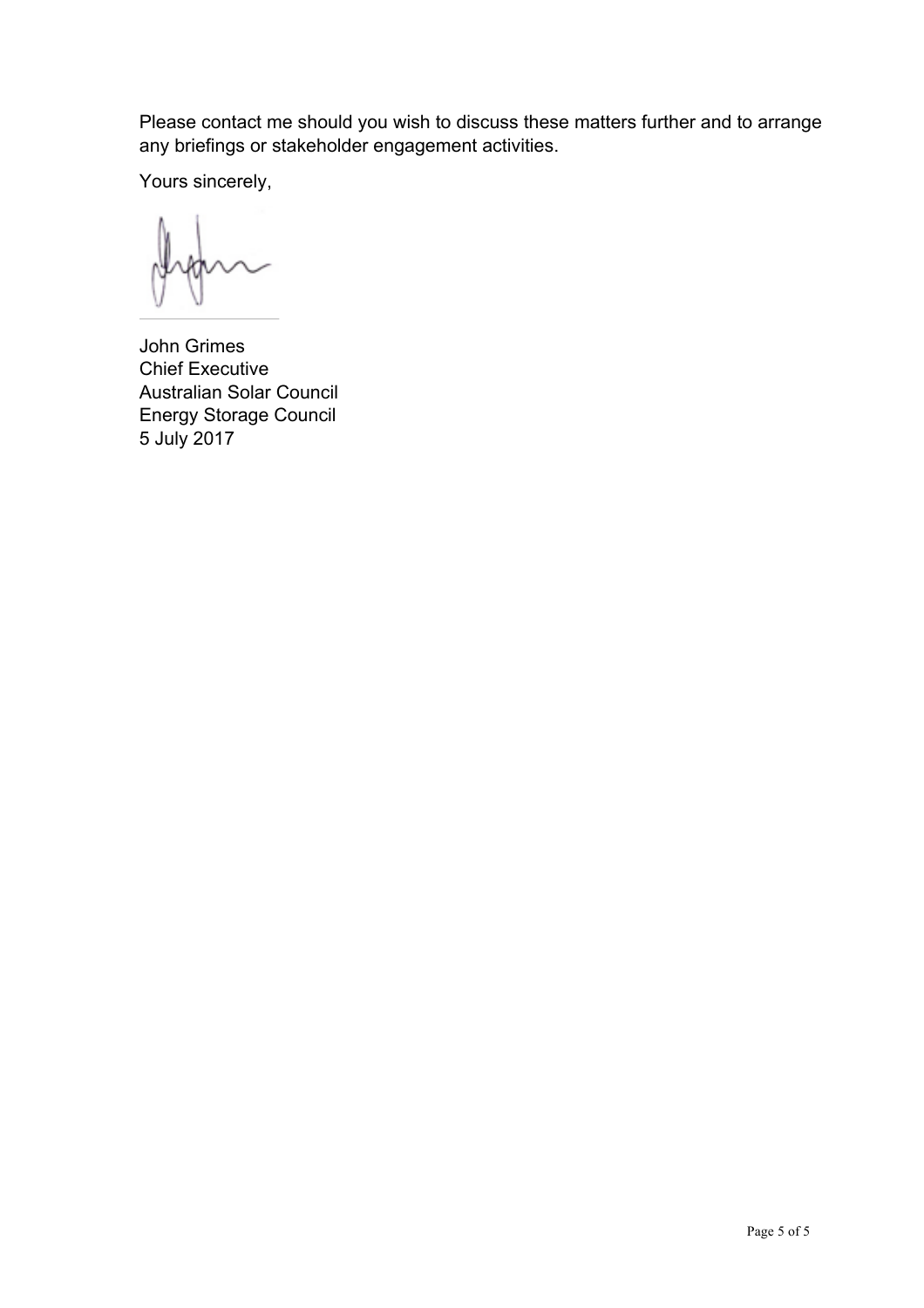Please contact me should you wish to discuss these matters further and to arrange any briefings or stakeholder engagement activities.

Yours sincerely,

John Grimes  
Chief Executive  
Australian Solar Council  
Energy Storage Council  
5 July 2017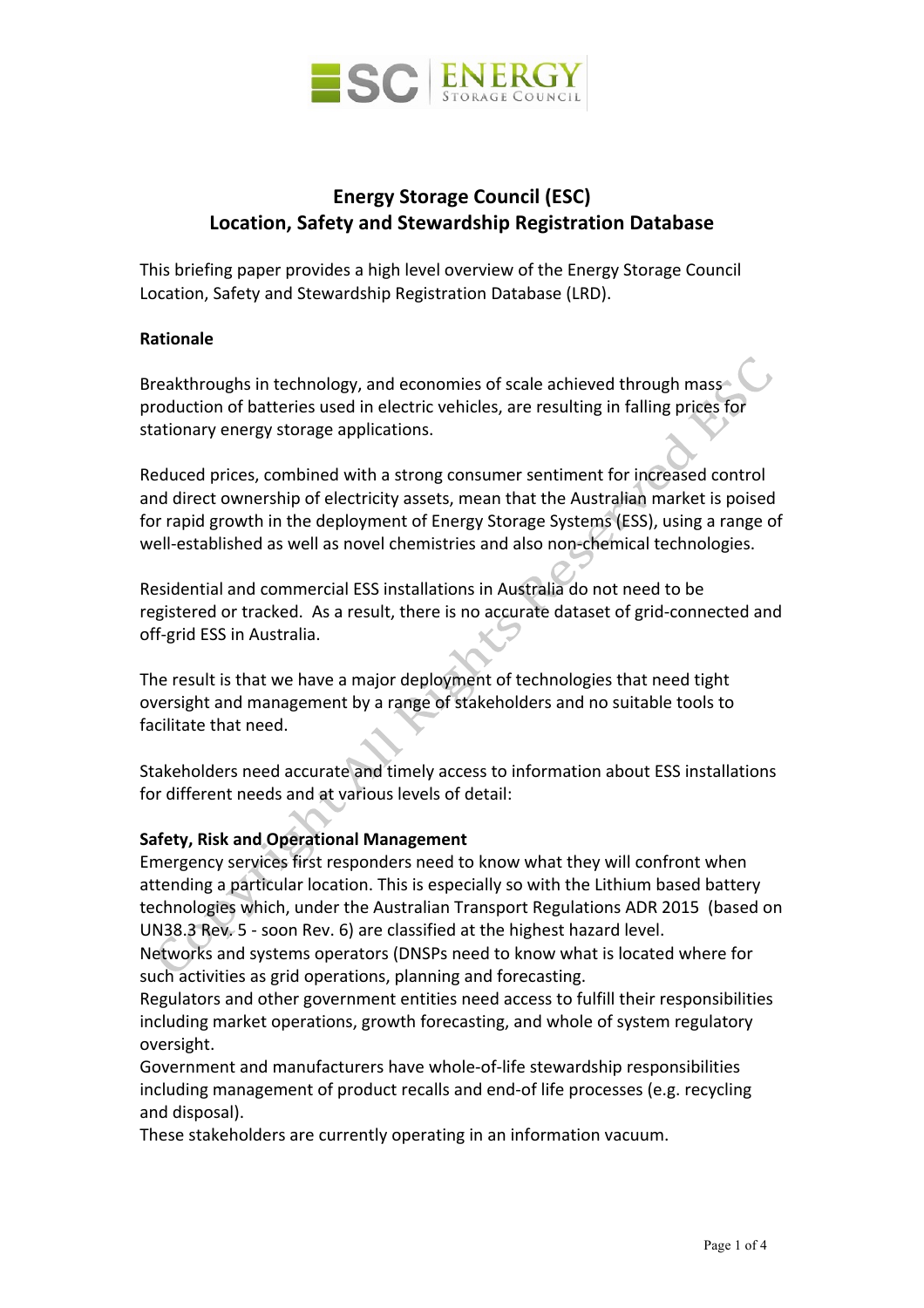# Energy Storage Council (ESC)
# Location, Safety and Stewardship Registration Database

This briefing paper provides a high level overview of the Energy Storage Council Location, Safety and Stewardship Registration Database (LRD).

**Rationale**

Breakthroughs in technology, and economies of scale achieved through mass production of batteries used in electric vehicles, are resulting in falling prices for stationary energy storage applications.

Reduced prices, combined with a strong consumer sentiment for increased control and direct ownership of electricity assets, mean that the Australian market is poised for rapid growth in the deployment of Energy Storage Systems (ESS), using a range of well-established as well as novel chemistries and also non-chemical technologies.

Residential and commercial ESS installations in Australia do not need to be registered or tracked. As a result, there is no accurate dataset of grid-connected and off-grid ESS in Australia.

The result is that we have a major deployment of technologies that need tight oversight and management by a range of stakeholders and no suitable tools to facilitate that need.

Stakeholders need accurate and timely access to information about ESS installations for different needs and at various levels of detail:

**Safety, Risk and Operational Management**

Emergency services first responders need to know what they will confront when attending a particular location. This is especially so with the Lithium based battery technologies which, under the Australian Transport Regulations ADR 2015 (based on UN38.3 Rev. 5 - soon Rev. 6) are classified at the highest hazard level.

Networks and systems operators (DNSPs need to know what is located where for such activities as grid operations, planning and forecasting.

Regulators and other government entities need access to fulfill their responsibilities including market operations, growth forecasting, and whole of system regulatory oversight.

Government and manufacturers have whole-of-life stewardship responsibilities including management of product recalls and end-of life processes (e.g. recycling and disposal).

These stakeholders are currently operating in an information vacuum.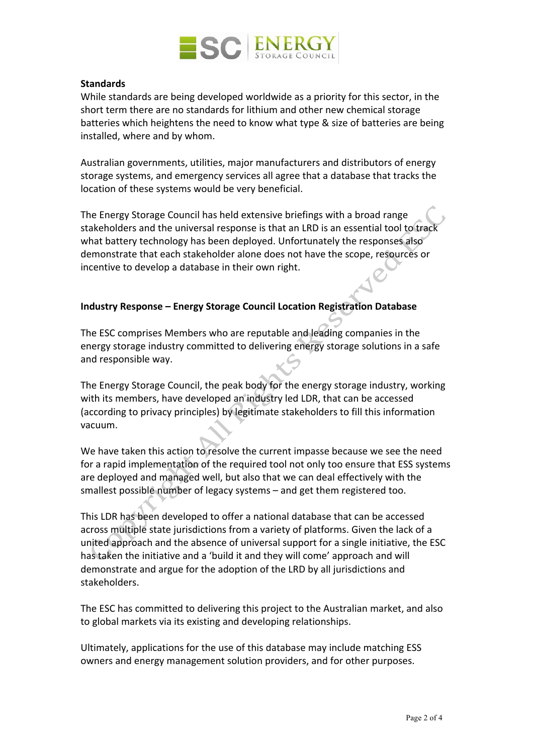**Standards**

While standards are being developed worldwide as a priority for this sector, in the short term there are no standards for lithium and other new chemical storage batteries which heightens the need to know what type & size of batteries are being installed, where and by whom.

Australian governments, utilities, major manufacturers and distributors of energy storage systems, and emergency services all agree that a database that tracks the location of these systems would be very beneficial.

The Energy Storage Council has held extensive briefings with a broad range stakeholders and the universal response is that an LRD is an essential tool to track what battery technology has been deployed. Unfortunately the responses also demonstrate that each stakeholder alone does not have the scope, resources or incentive to develop a database in their own right.

**Industry Response – Energy Storage Council Location Registration Database**

The ESC comprises Members who are reputable and leading companies in the energy storage industry committed to delivering energy storage solutions in a safe and responsible way.

The Energy Storage Council, the peak body for the energy storage industry, working with its members, have developed an industry led LDR, that can be accessed (according to privacy principles) by legitimate stakeholders to fill this information vacuum.

We have taken this action to resolve the current impasse because we see the need for a rapid implementation of the required tool not only too ensure that ESS systems are deployed and managed well, but also that we can deal effectively with the smallest possible number of legacy systems – and get them registered too.

This LDR has been developed to offer a national database that can be accessed across multiple state jurisdictions from a variety of platforms. Given the lack of a united approach and the absence of universal support for a single initiative, the ESC has taken the initiative and a 'build it and they will come' approach and will demonstrate and argue for the adoption of the LRD by all jurisdictions and stakeholders.

The ESC has committed to delivering this project to the Australian market, and also to global markets via its existing and developing relationships.

Ultimately, applications for the use of this database may include matching ESS owners and energy management solution providers, and for other purposes.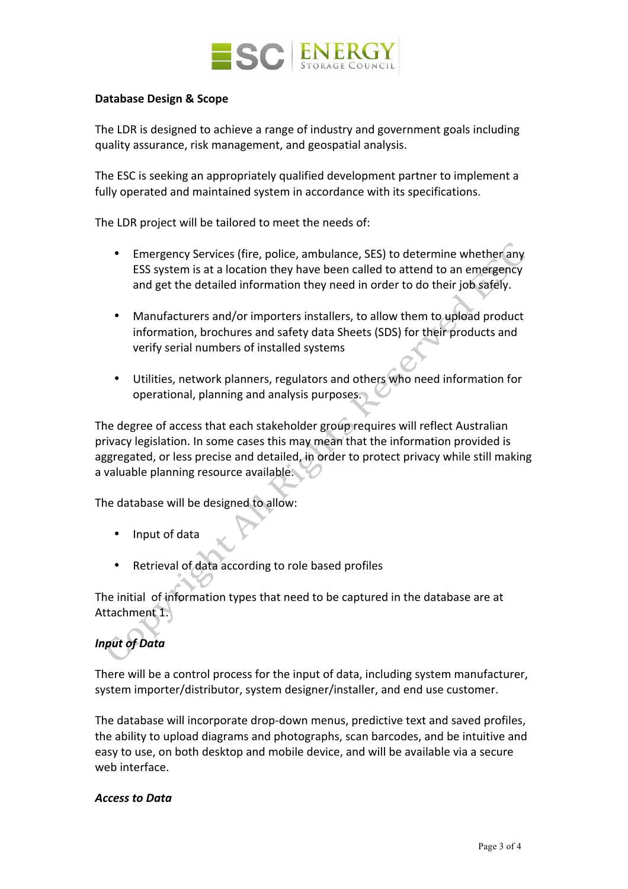**Database Design & Scope**

The LDR is designed to achieve a range of industry and government goals including quality assurance, risk management, and geospatial analysis.

The ESC is seeking an appropriately qualified development partner to implement a fully operated and maintained system in accordance with its specifications.

The LDR project will be tailored to meet the needs of:

- Emergency Services (fire, police, ambulance, SES) to determine whether any ESS system is at a location they have been called to attend to an emergency and get the detailed information they need in order to do their job safely.
- Manufacturers and/or importers installers, to allow them to upload product information, brochures and safety data Sheets (SDS) for their products and verify serial numbers of installed systems
- Utilities, network planners, regulators and others who need information for operational, planning and analysis purposes.

The degree of access that each stakeholder group requires will reflect Australian privacy legislation. In some cases this may mean that the information provided is aggregated, or less precise and detailed, in order to protect privacy while still making a valuable planning resource available.

The database will be designed to allow:

- Input of data
- Retrieval of data according to role based profiles

The initial of information types that need to be captured in the database are at Attachment 1.

***Input of Data***

There will be a control process for the input of data, including system manufacturer, system importer/distributor, system designer/installer, and end use customer.

The database will incorporate drop-down menus, predictive text and saved profiles, the ability to upload diagrams and photographs, scan barcodes, and be intuitive and easy to use, on both desktop and mobile device, and will be available via a secure web interface.

***Access to Data***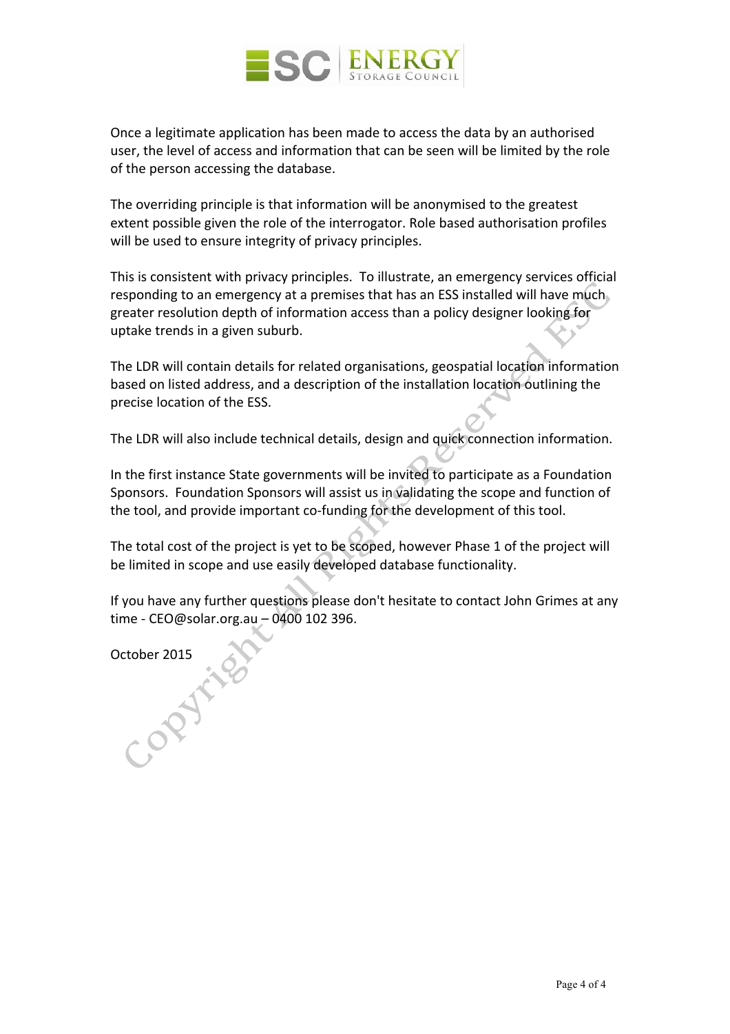Once a legitimate application has been made to access the data by an authorised user, the level of access and information that can be seen will be limited by the role of the person accessing the database.

The overriding principle is that information will be anonymised to the greatest extent possible given the role of the interrogator. Role based authorisation profiles will be used to ensure integrity of privacy principles.

This is consistent with privacy principles. To illustrate, an emergency services official responding to an emergency at a premises that has an ESS installed will have much greater resolution depth of information access than a policy designer looking for uptake trends in a given suburb.

The LDR will contain details for related organisations, geospatial location information based on listed address, and a description of the installation location outlining the precise location of the ESS.

The LDR will also include technical details, design and quick connection information.

In the first instance State governments will be invited to participate as a Foundation Sponsors. Foundation Sponsors will assist us in validating the scope and function of the tool, and provide important co-funding for the development of this tool.

The total cost of the project is yet to be scoped, however Phase 1 of the project will be limited in scope and use easily developed database functionality.

If you have any further questions please don't hesitate to contact John Grimes at any time - CEO@solar.org.au – 0400 102 396.

October 2015